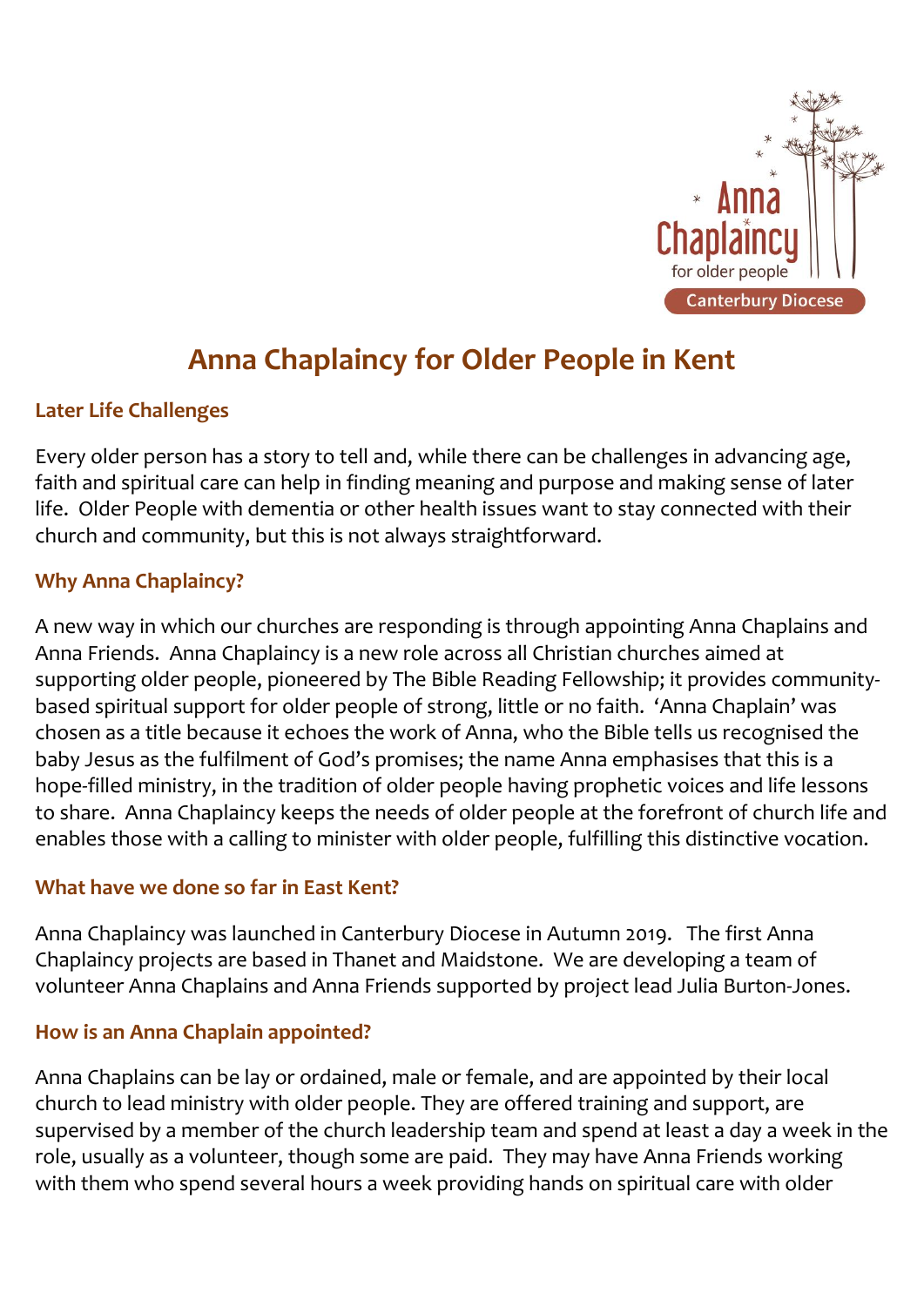Anna Chaplaincy for older people

Canterbury Diocese

# Anna Chaplaincy for Older People in Kent

## Later Life Challenges

Every older person has a story to tell and, while there can be challenges in advancing age, faith and spiritual care can help in finding meaning and purpose and making sense of later life. Older People with dementia or other health issues want to stay connected with their church and community, but this is not always straightforward.

## Why Anna Chaplaincy?

A new way in which our churches are responding is through appointing Anna Chaplains and Anna Friends. Anna Chaplaincy is a new role across all Christian churches aimed at supporting older people, pioneered by The Bible Reading Fellowship; it provides community-based spiritual support for older people of strong, little or no faith. 'Anna Chaplain' was chosen as a title because it echoes the work of Anna, who the Bible tells us recognised the baby Jesus as the fulfilment of God's promises; the name Anna emphasises that this is a hope-filled ministry, in the tradition of older people having prophetic voices and life lessons to share. Anna Chaplaincy keeps the needs of older people at the forefront of church life and enables those with a calling to minister with older people, fulfilling this distinctive vocation.

## What have we done so far in East Kent?

Anna Chaplaincy was launched in Canterbury Diocese in Autumn 2019. The first Anna Chaplaincy projects are based in Thanet and Maidstone. We are developing a team of volunteer Anna Chaplains and Anna Friends supported by project lead Julia Burton-Jones.

## How is an Anna Chaplain appointed?

Anna Chaplains can be lay or ordained, male or female, and are appointed by their local church to lead ministry with older people. They are offered training and support, are supervised by a member of the church leadership team and spend at least a day a week in the role, usually as a volunteer, though some are paid. They may have Anna Friends working with them who spend several hours a week providing hands on spiritual care with older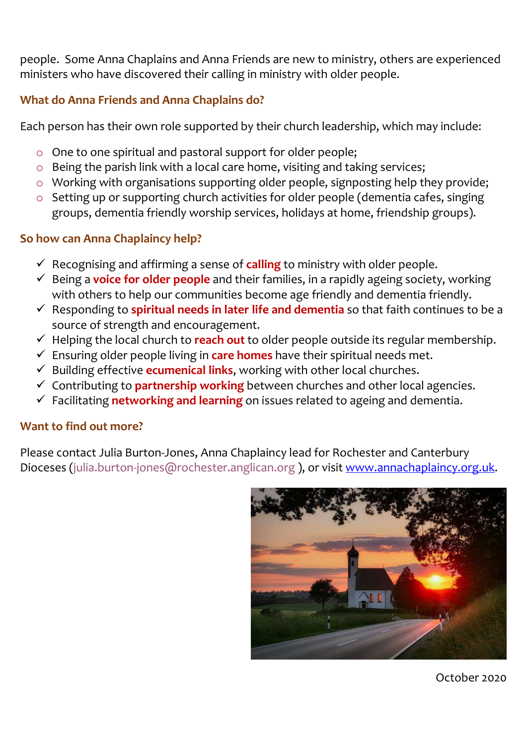people. Some Anna Chaplains and Anna Friends are new to ministry, others are experienced ministers who have discovered their calling in ministry with older people.

## What do Anna Friends and Anna Chaplains do?

Each person has their own role supported by their church leadership, which may include:

- One to one spiritual and pastoral support for older people;
- Being the parish link with a local care home, visiting and taking services;
- Working with organisations supporting older people, signposting help they provide;
- Setting up or supporting church activities for older people (dementia cafes, singing groups, dementia friendly worship services, holidays at home, friendship groups).

## So how can Anna Chaplaincy help?

- ✓ Recognising and affirming a sense of **calling** to ministry with older people.
- ✓ Being a **voice for older people** and their families, in a rapidly ageing society, working with others to help our communities become age friendly and dementia friendly.
- ✓ Responding to **spiritual needs in later life and dementia** so that faith continues to be a source of strength and encouragement.
- ✓ Helping the local church to **reach out** to older people outside its regular membership.
- ✓ Ensuring older people living in **care homes** have their spiritual needs met.
- ✓ Building effective **ecumenical links**, working with other local churches.
- ✓ Contributing to **partnership working** between churches and other local agencies.
- ✓ Facilitating **networking and learning** on issues related to ageing and dementia.

## Want to find out more?

Please contact Julia Burton-Jones, Anna Chaplaincy lead for Rochester and Canterbury Dioceses (julia.burton-jones@rochester.anglican.org ), or visit www.annachaplaincy.org.uk.

October 2020